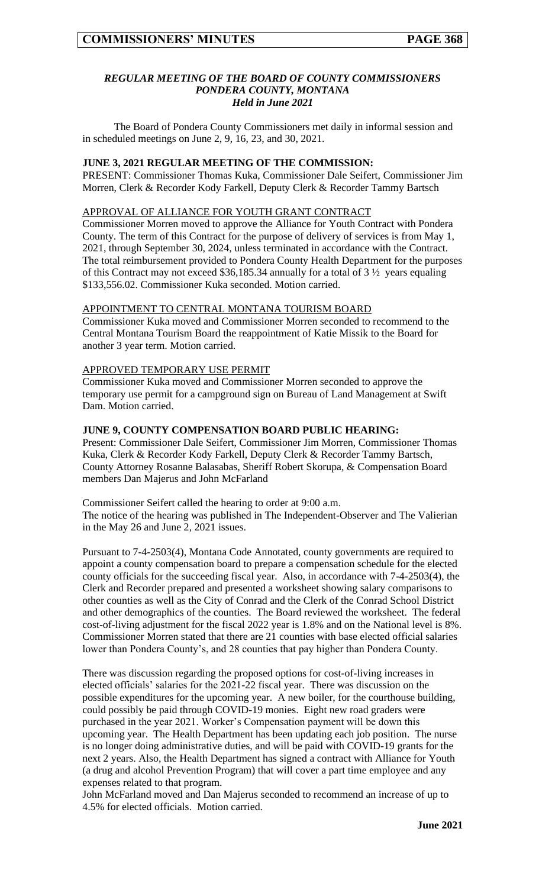### *REGULAR MEETING OF THE BOARD OF COUNTY COMMISSIONERS PONDERA COUNTY, MONTANA Held in June 2021*

The Board of Pondera County Commissioners met daily in informal session and in scheduled meetings on June 2, 9, 16, 23, and 30, 2021.

**JUNE 3, 2021 REGULAR MEETING OF THE COMMISSION:**

PRESENT: Commissioner Thomas Kuka, Commissioner Dale Seifert, Commissioner Jim Morren, Clerk & Recorder Kody Farkell, Deputy Clerk & Recorder Tammy Bartsch

APPROVAL OF ALLIANCE FOR YOUTH GRANT CONTRACT

Commissioner Morren moved to approve the Alliance for Youth Contract with Pondera County. The term of this Contract for the purpose of delivery of services is from May 1, 2021, through September 30, 2024, unless terminated in accordance with the Contract. The total reimbursement provided to Pondera County Health Department for the purposes of this Contract may not exceed $36,185.34 annually for a total of 3 ½ years equaling $133,556.02. Commissioner Kuka seconded. Motion carried.

APPOINTMENT TO CENTRAL MONTANA TOURISM BOARD

Commissioner Kuka moved and Commissioner Morren seconded to recommend to the Central Montana Tourism Board the reappointment of Katie Missik to the Board for another 3 year term. Motion carried.

APPROVED TEMPORARY USE PERMIT

Commissioner Kuka moved and Commissioner Morren seconded to approve the temporary use permit for a campground sign on Bureau of Land Management at Swift Dam. Motion carried.

**JUNE 9, COUNTY COMPENSATION BOARD PUBLIC HEARING:**

Present: Commissioner Dale Seifert, Commissioner Jim Morren, Commissioner Thomas Kuka, Clerk & Recorder Kody Farkell, Deputy Clerk & Recorder Tammy Bartsch, County Attorney Rosanne Balasabas, Sheriff Robert Skorupa, & Compensation Board members Dan Majerus and John McFarland

Commissioner Seifert called the hearing to order at 9:00 a.m.
The notice of the hearing was published in The Independent-Observer and The Valierian in the May 26 and June 2, 2021 issues.

Pursuant to 7-4-2503(4), Montana Code Annotated, county governments are required to appoint a county compensation board to prepare a compensation schedule for the elected county officials for the succeeding fiscal year. Also, in accordance with 7-4-2503(4), the Clerk and Recorder prepared and presented a worksheet showing salary comparisons to other counties as well as the City of Conrad and the Clerk of the Conrad School District and other demographics of the counties. The Board reviewed the worksheet. The federal cost-of-living adjustment for the fiscal 2022 year is 1.8% and on the National level is 8%. Commissioner Morren stated that there are 21 counties with base elected official salaries lower than Pondera County's, and 28 counties that pay higher than Pondera County.

There was discussion regarding the proposed options for cost-of-living increases in elected officials' salaries for the 2021-22 fiscal year. There was discussion on the possible expenditures for the upcoming year. A new boiler, for the courthouse building, could possibly be paid through COVID-19 monies. Eight new road graders were purchased in the year 2021. Worker's Compensation payment will be down this upcoming year. The Health Department has been updating each job position. The nurse is no longer doing administrative duties, and will be paid with COVID-19 grants for the next 2 years. Also, the Health Department has signed a contract with Alliance for Youth (a drug and alcohol Prevention Program) that will cover a part time employee and any expenses related to that program.

John McFarland moved and Dan Majerus seconded to recommend an increase of up to 4.5% for elected officials. Motion carried.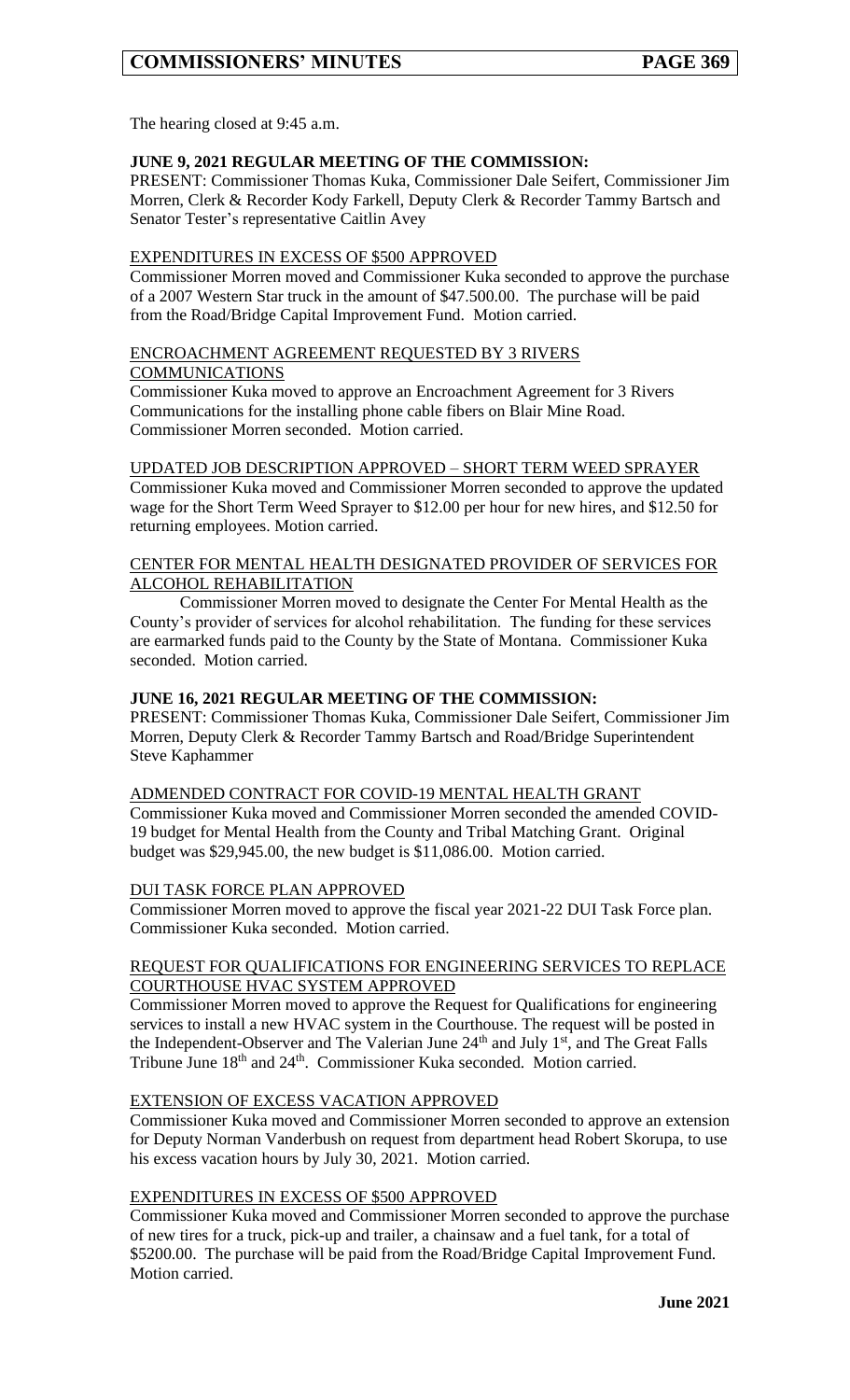The hearing closed at 9:45 a.m.

**JUNE 9, 2021 REGULAR MEETING OF THE COMMISSION:**
PRESENT: Commissioner Thomas Kuka, Commissioner Dale Seifert, Commissioner Jim Morren, Clerk & Recorder Kody Farkell, Deputy Clerk & Recorder Tammy Bartsch and Senator Tester's representative Caitlin Avey

EXPENDITURES IN EXCESS OF $500 APPROVED
Commissioner Morren moved and Commissioner Kuka seconded to approve the purchase of a 2007 Western Star truck in the amount of $47.500.00. The purchase will be paid from the Road/Bridge Capital Improvement Fund. Motion carried.

ENCROACHMENT AGREEMENT REQUESTED BY 3 RIVERS COMMUNICATIONS
Commissioner Kuka moved to approve an Encroachment Agreement for 3 Rivers Communications for the installing phone cable fibers on Blair Mine Road. Commissioner Morren seconded. Motion carried.

UPDATED JOB DESCRIPTION APPROVED – SHORT TERM WEED SPRAYER
Commissioner Kuka moved and Commissioner Morren seconded to approve the updated wage for the Short Term Weed Sprayer to $12.00 per hour for new hires, and $12.50 for returning employees. Motion carried.

CENTER FOR MENTAL HEALTH DESIGNATED PROVIDER OF SERVICES FOR ALCOHOL REHABILITATION
Commissioner Morren moved to designate the Center For Mental Health as the County's provider of services for alcohol rehabilitation. The funding for these services are earmarked funds paid to the County by the State of Montana. Commissioner Kuka seconded. Motion carried.

**JUNE 16, 2021 REGULAR MEETING OF THE COMMISSION:**
PRESENT: Commissioner Thomas Kuka, Commissioner Dale Seifert, Commissioner Jim Morren, Deputy Clerk & Recorder Tammy Bartsch and Road/Bridge Superintendent Steve Kaphammer

ADMENDED CONTRACT FOR COVID-19 MENTAL HEALTH GRANT
Commissioner Kuka moved and Commissioner Morren seconded the amended COVID-19 budget for Mental Health from the County and Tribal Matching Grant. Original budget was $29,945.00, the new budget is $11,086.00. Motion carried.

DUI TASK FORCE PLAN APPROVED
Commissioner Morren moved to approve the fiscal year 2021-22 DUI Task Force plan. Commissioner Kuka seconded. Motion carried.

REQUEST FOR QUALIFICATIONS FOR ENGINEERING SERVICES TO REPLACE COURTHOUSE HVAC SYSTEM APPROVED
Commissioner Morren moved to approve the Request for Qualifications for engineering services to install a new HVAC system in the Courthouse. The request will be posted in the Independent-Observer and The Valerian June 24th and July 1st, and The Great Falls Tribune June 18th and 24th. Commissioner Kuka seconded. Motion carried.

EXTENSION OF EXCESS VACATION APPROVED
Commissioner Kuka moved and Commissioner Morren seconded to approve an extension for Deputy Norman Vanderbush on request from department head Robert Skorupa, to use his excess vacation hours by July 30, 2021. Motion carried.

EXPENDITURES IN EXCESS OF $500 APPROVED
Commissioner Kuka moved and Commissioner Morren seconded to approve the purchase of new tires for a truck, pick-up and trailer, a chainsaw and a fuel tank, for a total of $5200.00. The purchase will be paid from the Road/Bridge Capital Improvement Fund. Motion carried.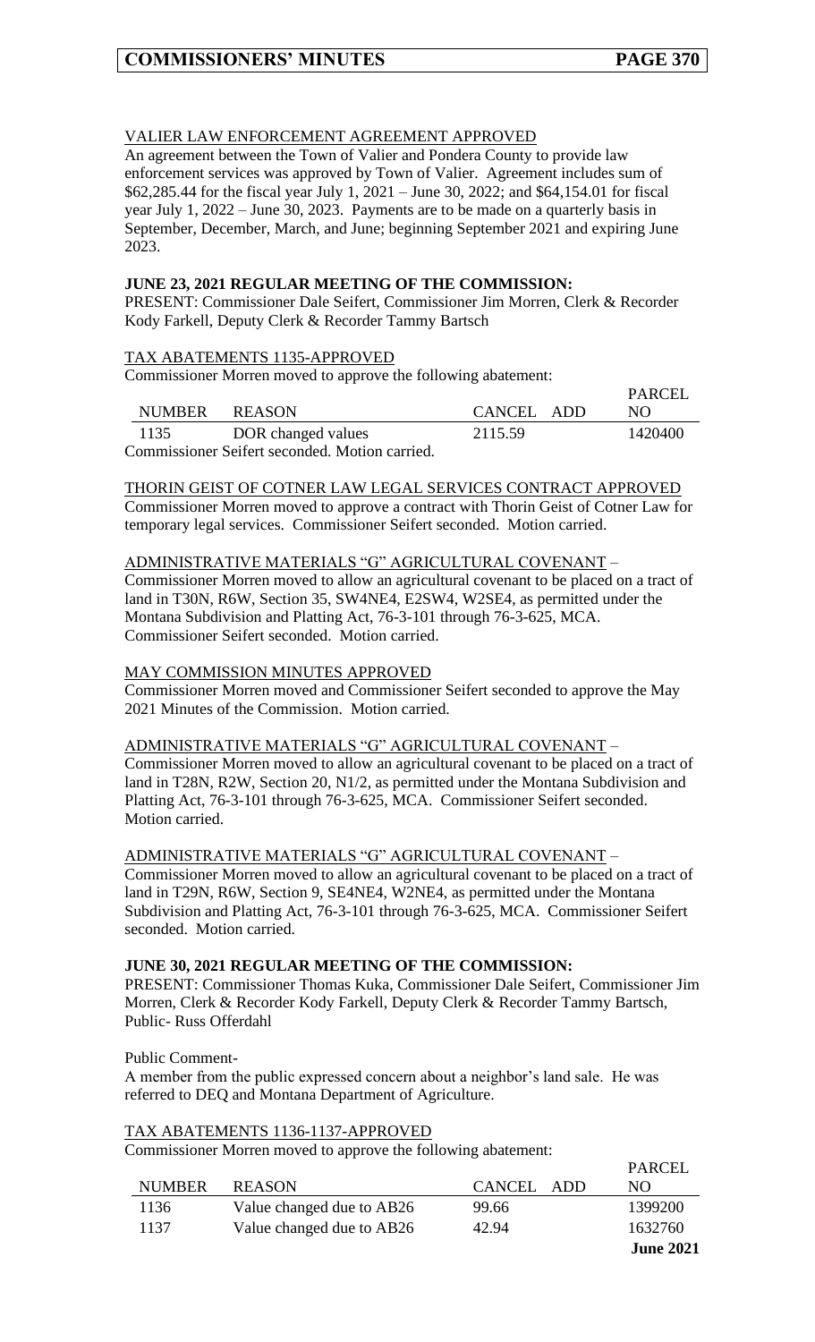VALIER LAW ENFORCEMENT AGREEMENT APPROVED

An agreement between the Town of Valier and Pondera County to provide law enforcement services was approved by Town of Valier. Agreement includes sum of $62,285.44 for the fiscal year July 1, 2021 – June 30, 2022; and $64,154.01 for fiscal year July 1, 2022 – June 30, 2023. Payments are to be made on a quarterly basis in September, December, March, and June; beginning September 2021 and expiring June 2023.

**JUNE 23, 2021 REGULAR MEETING OF THE COMMISSION:**

PRESENT: Commissioner Dale Seifert, Commissioner Jim Morren, Clerk & Recorder Kody Farkell, Deputy Clerk & Recorder Tammy Bartsch

TAX ABATEMENTS 1135-APPROVED

Commissioner Morren moved to approve the following abatement:

| NUMBER | REASON | CANCEL | ADD | PARCEL NO |
|---|---|---|---|---|
| 1135 | DOR changed values | 2115.59 | | 1420400 |

Commissioner Seifert seconded. Motion carried.

THORIN GEIST OF COTNER LAW LEGAL SERVICES CONTRACT APPROVED

Commissioner Morren moved to approve a contract with Thorin Geist of Cotner Law for temporary legal services. Commissioner Seifert seconded. Motion carried.

ADMINISTRATIVE MATERIALS "G" AGRICULTURAL COVENANT –

Commissioner Morren moved to allow an agricultural covenant to be placed on a tract of land in T30N, R6W, Section 35, SW4NE4, E2SW4, W2SE4, as permitted under the Montana Subdivision and Platting Act, 76-3-101 through 76-3-625, MCA. Commissioner Seifert seconded. Motion carried.

MAY COMMISSION MINUTES APPROVED

Commissioner Morren moved and Commissioner Seifert seconded to approve the May 2021 Minutes of the Commission. Motion carried.

ADMINISTRATIVE MATERIALS "G" AGRICULTURAL COVENANT –

Commissioner Morren moved to allow an agricultural covenant to be placed on a tract of land in T28N, R2W, Section 20, N1/2, as permitted under the Montana Subdivision and Platting Act, 76-3-101 through 76-3-625, MCA. Commissioner Seifert seconded. Motion carried.

ADMINISTRATIVE MATERIALS "G" AGRICULTURAL COVENANT –

Commissioner Morren moved to allow an agricultural covenant to be placed on a tract of land in T29N, R6W, Section 9, SE4NE4, W2NE4, as permitted under the Montana Subdivision and Platting Act, 76-3-101 through 76-3-625, MCA. Commissioner Seifert seconded. Motion carried.

**JUNE 30, 2021 REGULAR MEETING OF THE COMMISSION:**

PRESENT: Commissioner Thomas Kuka, Commissioner Dale Seifert, Commissioner Jim Morren, Clerk & Recorder Kody Farkell, Deputy Clerk & Recorder Tammy Bartsch, Public- Russ Offerdahl

Public Comment-

A member from the public expressed concern about a neighbor's land sale. He was referred to DEQ and Montana Department of Agriculture.

TAX ABATEMENTS 1136-1137-APPROVED

Commissioner Morren moved to approve the following abatement:

| NUMBER | REASON | CANCEL | ADD | PARCEL NO |
|---|---|---|---|---|
| 1136 | Value changed due to AB26 | 99.66 | | 1399200 |
| 1137 | Value changed due to AB26 | 42.94 | | 1632760 |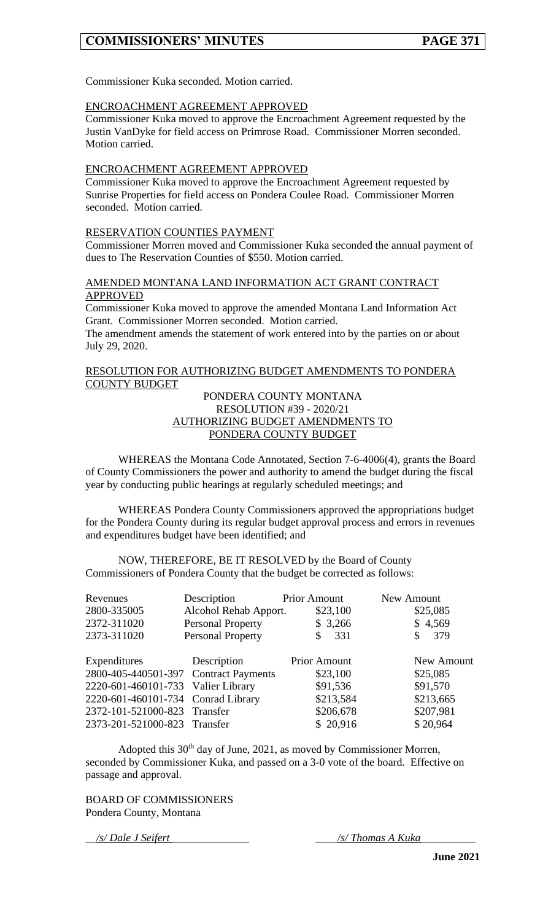Commissioner Kuka seconded. Motion carried.

ENCROACHMENT AGREEMENT APPROVED

Commissioner Kuka moved to approve the Encroachment Agreement requested by the Justin VanDyke for field access on Primrose Road. Commissioner Morren seconded. Motion carried.

ENCROACHMENT AGREEMENT APPROVED

Commissioner Kuka moved to approve the Encroachment Agreement requested by Sunrise Properties for field access on Pondera Coulee Road. Commissioner Morren seconded. Motion carried.

RESERVATION COUNTIES PAYMENT

Commissioner Morren moved and Commissioner Kuka seconded the annual payment of dues to The Reservation Counties of $550. Motion carried.

AMENDED MONTANA LAND INFORMATION ACT GRANT CONTRACT APPROVED

Commissioner Kuka moved to approve the amended Montana Land Information Act Grant. Commissioner Morren seconded. Motion carried.

The amendment amends the statement of work entered into by the parties on or about July 29, 2020.

RESOLUTION FOR AUTHORIZING BUDGET AMENDMENTS TO PONDERA COUNTY BUDGET

PONDERA COUNTY MONTANA
RESOLUTION #39 - 2020/21
AUTHORIZING BUDGET AMENDMENTS TO
PONDERA COUNTY BUDGET

WHEREAS the Montana Code Annotated, Section 7-6-4006(4), grants the Board of County Commissioners the power and authority to amend the budget during the fiscal year by conducting public hearings at regularly scheduled meetings; and

WHEREAS Pondera County Commissioners approved the appropriations budget for the Pondera County during its regular budget approval process and errors in revenues and expenditures budget have been identified; and

NOW, THEREFORE, BE IT RESOLVED by the Board of County Commissioners of Pondera County that the budget be corrected as follows:

| Revenues | Description | Prior Amount | New Amount |
|---|---|---|---|
| 2800-335005 | Alcohol Rehab Apport. | $23,100 | $25,085 |
| 2372-311020 | Personal Property | $ 3,266 | $ 4,569 |
| 2373-311020 | Personal Property | $ 331 | $ 379 |

| Expenditures | Description | Prior Amount | New Amount |
|---|---|---|---|
| 2800-405-440501-397 | Contract Payments | $23,100 | $25,085 |
| 2220-601-460101-733 | Valier Library | $91,536 | $91,570 |
| 2220-601-460101-734 | Conrad Library | $213,584 | $213,665 |
| 2372-101-521000-823 | Transfer | $206,678 | $207,981 |
| 2373-201-521000-823 | Transfer | $ 20,916 | $ 20,964 |

Adopted this 30th day of June, 2021, as moved by Commissioner Morren, seconded by Commissioner Kuka, and passed on a 3-0 vote of the board. Effective on passage and approval.

BOARD OF COMMISSIONERS
Pondera County, Montana

*/s/ Dale J Seifert* &nbsp;&nbsp;&nbsp;&nbsp;&nbsp;&nbsp;&nbsp;&nbsp; */s/ Thomas A Kuka*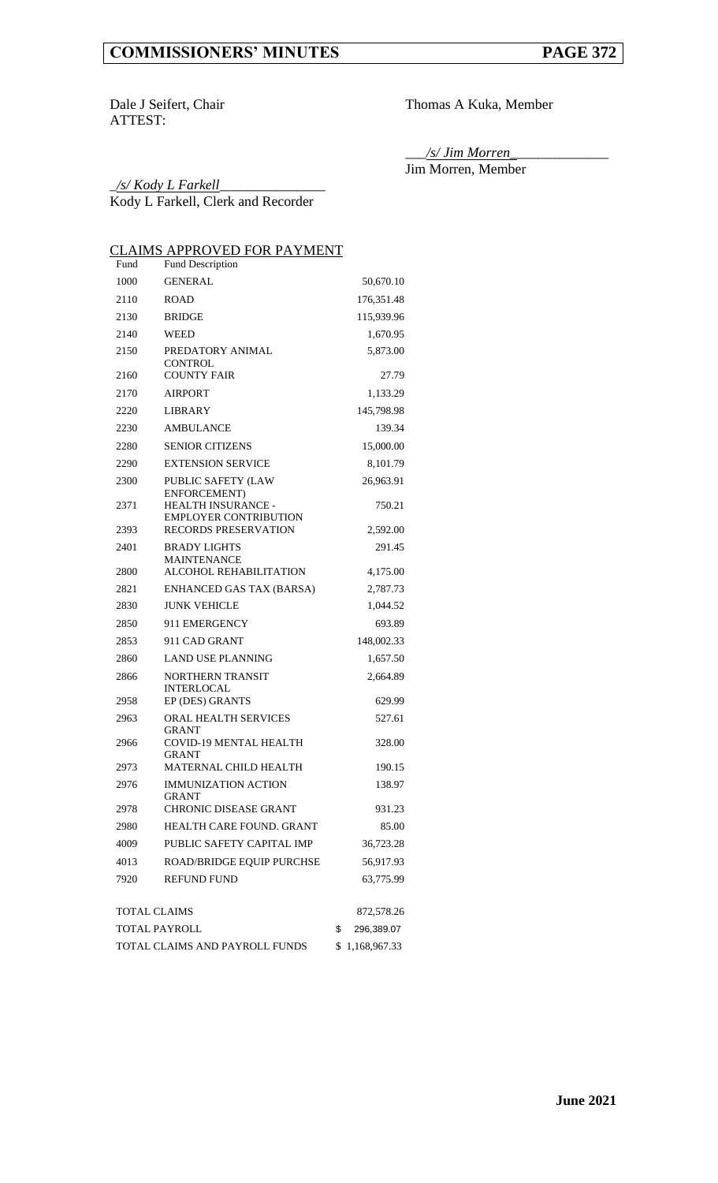Dale J Seifert, Chair

Thomas A Kuka, Member

ATTEST:

___*/s/ Jim Morren*_____________
Jim Morren, Member

_*/s/ Kody L Farkell*_______________
Kody L Farkell, Clerk and Recorder

## CLAIMS APPROVED FOR PAYMENT

| Fund | Fund Description | |
|---|---|---|
| 1000 | GENERAL | 50,670.10 |
| 2110 | ROAD | 176,351.48 |
| 2130 | BRIDGE | 115,939.96 |
| 2140 | WEED | 1,670.95 |
| 2150 | PREDATORY ANIMAL CONTROL | 5,873.00 |
| 2160 | COUNTY FAIR | 27.79 |
| 2170 | AIRPORT | 1,133.29 |
| 2220 | LIBRARY | 145,798.98 |
| 2230 | AMBULANCE | 139.34 |
| 2280 | SENIOR CITIZENS | 15,000.00 |
| 2290 | EXTENSION SERVICE | 8,101.79 |
| 2300 | PUBLIC SAFETY (LAW ENFORCEMENT) | 26,963.91 |
| 2371 | HEALTH INSURANCE - EMPLOYER CONTRIBUTION | 750.21 |
| 2393 | RECORDS PRESERVATION | 2,592.00 |
| 2401 | BRADY LIGHTS MAINTENANCE | 291.45 |
| 2800 | ALCOHOL REHABILITATION | 4,175.00 |
| 2821 | ENHANCED GAS TAX (BARSA) | 2,787.73 |
| 2830 | JUNK VEHICLE | 1,044.52 |
| 2850 | 911 EMERGENCY | 693.89 |
| 2853 | 911 CAD GRANT | 148,002.33 |
| 2860 | LAND USE PLANNING | 1,657.50 |
| 2866 | NORTHERN TRANSIT INTERLOCAL | 2,664.89 |
| 2958 | EP (DES) GRANTS | 629.99 |
| 2963 | ORAL HEALTH SERVICES GRANT | 527.61 |
| 2966 | COVID-19 MENTAL HEALTH GRANT | 328.00 |
| 2973 | MATERNAL CHILD HEALTH | 190.15 |
| 2976 | IMMUNIZATION ACTION GRANT | 138.97 |
| 2978 | CHRONIC DISEASE GRANT | 931.23 |
| 2980 | HEALTH CARE FOUND. GRANT | 85.00 |
| 4009 | PUBLIC SAFETY CAPITAL IMP | 36,723.28 |
| 4013 | ROAD/BRIDGE EQUIP PURCHSE | 56,917.93 |
| 7920 | REFUND FUND | 63,775.99 |
| TOTAL CLAIMS | | 872,578.26 |
| TOTAL PAYROLL | | $ 296,389.07 |
| TOTAL CLAIMS AND PAYROLL FUNDS | | $ 1,168,967.33 |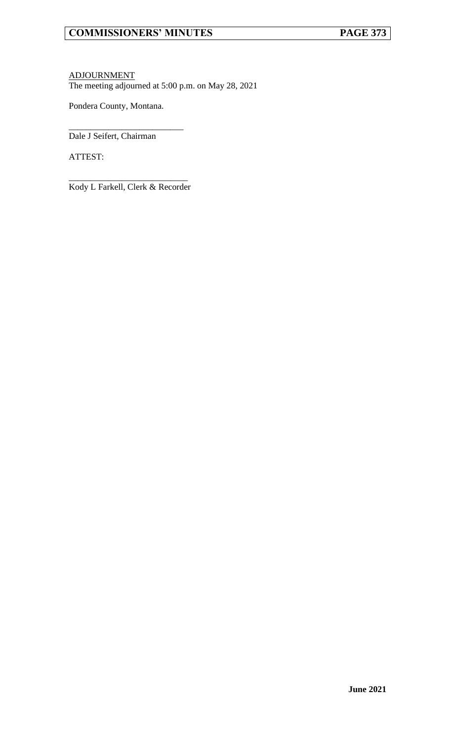<u>ADJOURNMENT</u>
The meeting adjourned at 5:00 p.m. on May 28, 2021

Pondera County, Montana.

\_\_\_\_\_\_\_\_\_\_\_\_\_\_\_\_\_\_\_\_\_\_\_\_\_\_
Dale J Seifert, Chairman

ATTEST:

\_\_\_\_\_\_\_\_\_\_\_\_\_\_\_\_\_\_\_\_\_\_\_\_\_\_\_
Kody L Farkell, Clerk & Recorder